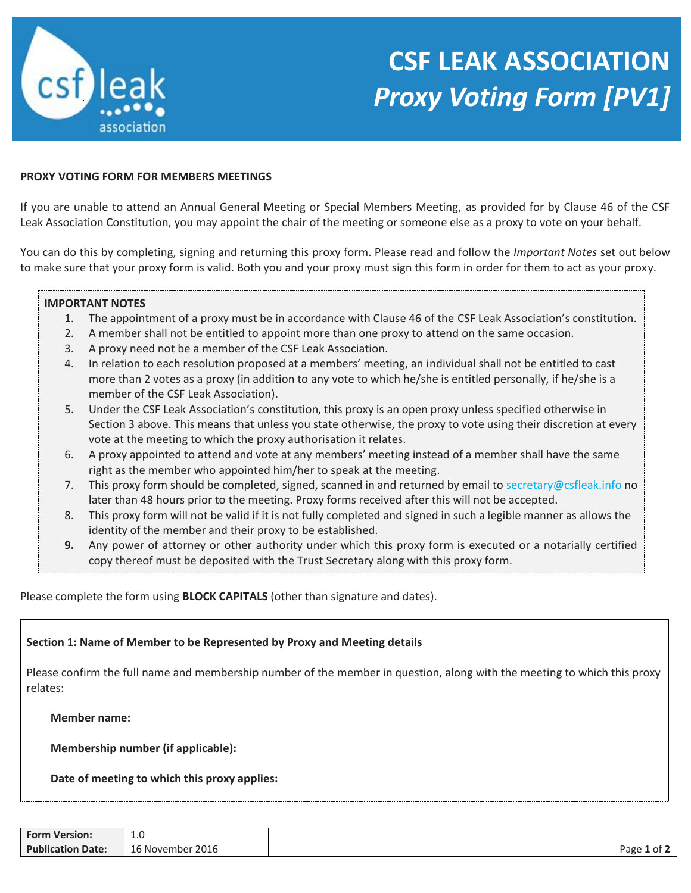# CSF LEAK ASSOCIATION

## *Proxy Voting Form [PV1]*

**PROXY VOTING FORM FOR MEMBERS MEETINGS**

If you are unable to attend an Annual General Meeting or Special Members Meeting, as provided for by Clause 46 of the CSF Leak Association Constitution, you may appoint the chair of the meeting or someone else as a proxy to vote on your behalf.

You can do this by completing, signing and returning this proxy form. Please read and follow the *Important Notes* set out below to make sure that your proxy form is valid. Both you and your proxy must sign this form in order for them to act as your proxy.

**IMPORTANT NOTES**

1. The appointment of a proxy must be in accordance with Clause 46 of the CSF Leak Association's constitution.
2. A member shall not be entitled to appoint more than one proxy to attend on the same occasion.
3. A proxy need not be a member of the CSF Leak Association.
4. In relation to each resolution proposed at a members' meeting, an individual shall not be entitled to cast more than 2 votes as a proxy (in addition to any vote to which he/she is entitled personally, if he/she is a member of the CSF Leak Association).
5. Under the CSF Leak Association's constitution, this proxy is an open proxy unless specified otherwise in Section 3 above. This means that unless you state otherwise, the proxy to vote using their discretion at every vote at the meeting to which the proxy authorisation it relates.
6. A proxy appointed to attend and vote at any members' meeting instead of a member shall have the same right as the member who appointed him/her to speak at the meeting.
7. This proxy form should be completed, signed, scanned in and returned by email to secretary@csfleak.info no later than 48 hours prior to the meeting. Proxy forms received after this will not be accepted.
8. This proxy form will not be valid if it is not fully completed and signed in such a legible manner as allows the identity of the member and their proxy to be established.
9. Any power of attorney or other authority under which this proxy form is executed or a notarially certified copy thereof must be deposited with the Trust Secretary along with this proxy form.

Please complete the form using **BLOCK CAPITALS** (other than signature and dates).

**Section 1: Name of Member to be Represented by Proxy and Meeting details**

Please confirm the full name and membership number of the member in question, along with the meeting to which this proxy relates:

**Member name:**

**Membership number (if applicable):**

**Date of meeting to which this proxy applies:**

| **Form Version:** | 1.0 |
|---|---|
| **Publication Date:** | 16 November 2016 |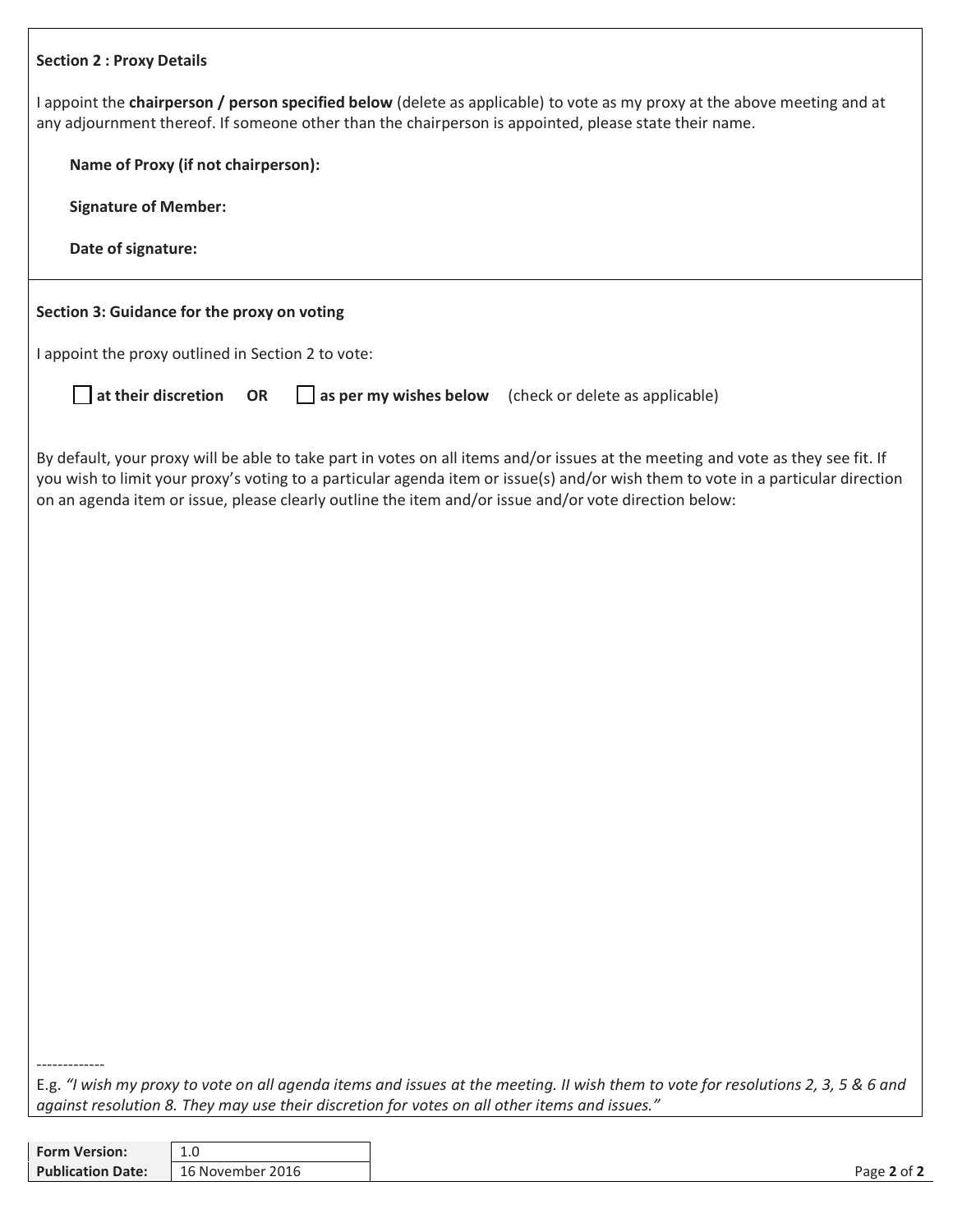**Section 2 : Proxy Details**

I appoint the **chairperson / person specified below** (delete as applicable) to vote as my proxy at the above meeting and at any adjournment thereof. If someone other than the chairperson is appointed, please state their name.

**Name of Proxy (if not chairperson):**

**Signature of Member:**

**Date of signature:**

**Section 3: Guidance for the proxy on voting**

I appoint the proxy outlined in Section 2 to vote:

☐ **at their discretion** **OR** ☐ **as per my wishes below** (check or delete as applicable)

By default, your proxy will be able to take part in votes on all items and/or issues at the meeting and vote as they see fit. If you wish to limit your proxy's voting to a particular agenda item or issue(s) and/or wish them to vote in a particular direction on an agenda item or issue, please clearly outline the item and/or issue and/or vote direction below:

-------------

E.g. *"I wish my proxy to vote on all agenda items and issues at the meeting. II wish them to vote for resolutions 2, 3, 5 & 6 and against resolution 8. They may use their discretion for votes on all other items and issues."*

| | |
|---|---|
| **Form Version:** | 1.0 |
| **Publication Date:** | 16 November 2016 |